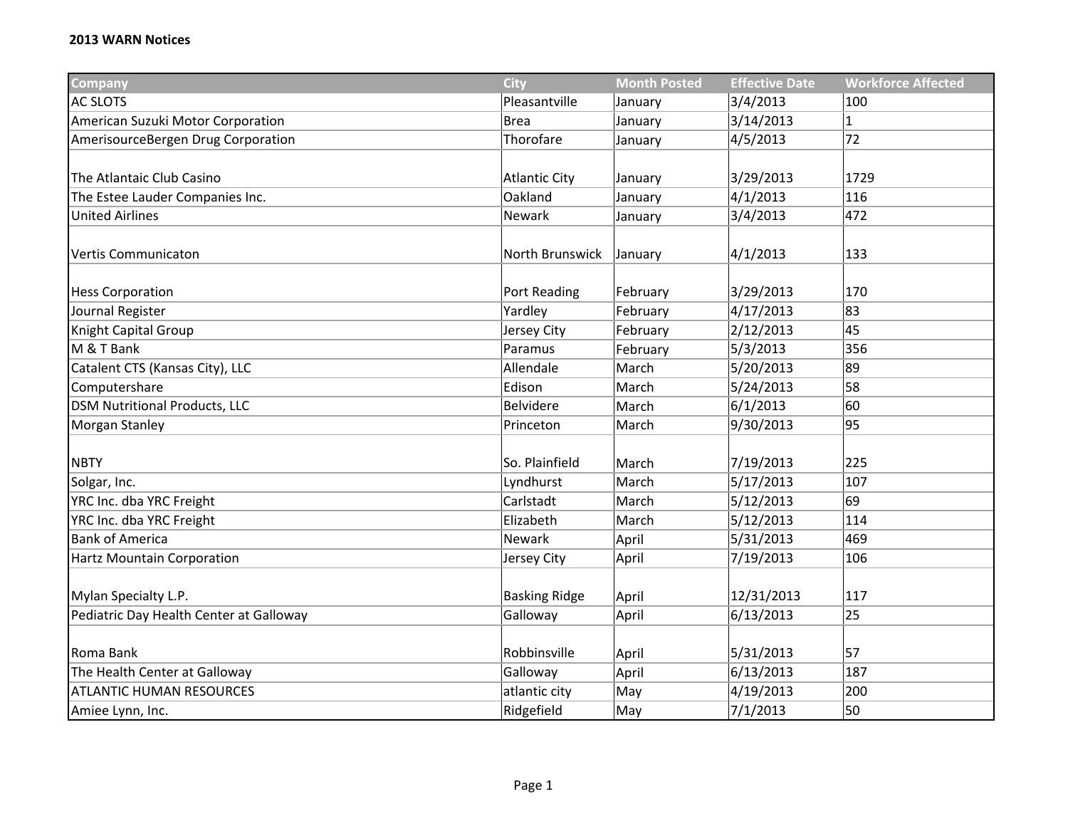**2013 WARN Notices**

| Company | City | Month Posted | Effective Date | Workforce Affected |
|---|---|---|---|---|
| AC SLOTS | Pleasantville | January | 3/4/2013 | 100 |
| American Suzuki Motor Corporation | Brea | January | 3/14/2013 | 1 |
| AmerisourceBergen Drug Corporation | Thorofare | January | 4/5/2013 | 72 |
| The Atlantaic Club Casino | Atlantic City | January | 3/29/2013 | 1729 |
| The Estee Lauder Companies Inc. | Oakland | January | 4/1/2013 | 116 |
| United Airlines | Newark | January | 3/4/2013 | 472 |
| Vertis Communicaton | North Brunswick | January | 4/1/2013 | 133 |
| Hess Corporation | Port Reading | February | 3/29/2013 | 170 |
| Journal Register | Yardley | February | 4/17/2013 | 83 |
| Knight Capital Group | Jersey City | February | 2/12/2013 | 45 |
| M & T Bank | Paramus | February | 5/3/2013 | 356 |
| Catalent CTS (Kansas City), LLC | Allendale | March | 5/20/2013 | 89 |
| Computershare | Edison | March | 5/24/2013 | 58 |
| DSM Nutritional Products, LLC | Belvidere | March | 6/1/2013 | 60 |
| Morgan Stanley | Princeton | March | 9/30/2013 | 95 |
| NBTY | So. Plainfield | March | 7/19/2013 | 225 |
| Solgar, Inc. | Lyndhurst | March | 5/17/2013 | 107 |
| YRC Inc. dba YRC Freight | Carlstadt | March | 5/12/2013 | 69 |
| YRC Inc. dba YRC Freight | Elizabeth | March | 5/12/2013 | 114 |
| Bank of America | Newark | April | 5/31/2013 | 469 |
| Hartz Mountain Corporation | Jersey City | April | 7/19/2013 | 106 |
| Mylan Specialty L.P. | Basking Ridge | April | 12/31/2013 | 117 |
| Pediatric Day Health Center at Galloway | Galloway | April | 6/13/2013 | 25 |
| Roma Bank | Robbinsville | April | 5/31/2013 | 57 |
| The Health Center at Galloway | Galloway | April | 6/13/2013 | 187 |
| ATLANTIC HUMAN RESOURCES | atlantic city | May | 4/19/2013 | 200 |
| Amiee Lynn, Inc. | Ridgefield | May | 7/1/2013 | 50 |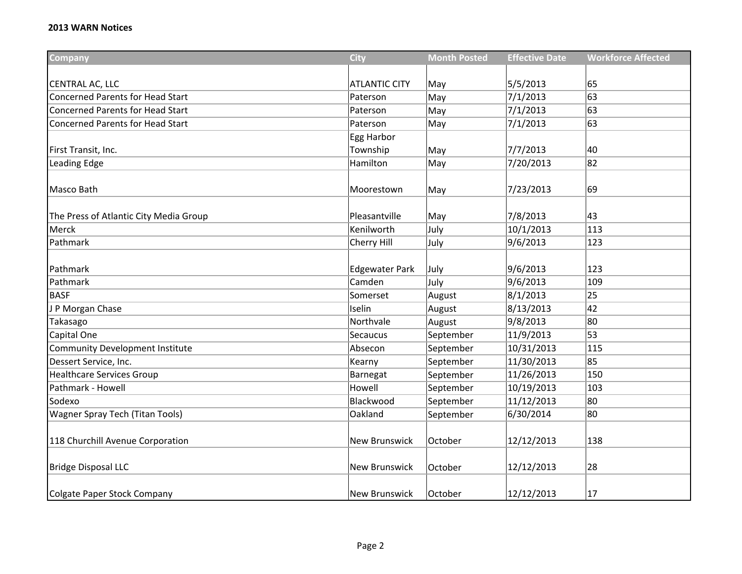**2013 WARN Notices**

| Company | City | Month Posted | Effective Date | Workforce Affected |
|---|---|---|---|---|
| CENTRAL AC, LLC | ATLANTIC CITY | May | 5/5/2013 | 65 |
| Concerned Parents for Head Start | Paterson | May | 7/1/2013 | 63 |
| Concerned Parents for Head Start | Paterson | May | 7/1/2013 | 63 |
| Concerned Parents for Head Start | Paterson | May | 7/1/2013 | 63 |
| First Transit, Inc. | Egg Harbor Township | May | 7/7/2013 | 40 |
| Leading Edge | Hamilton | May | 7/20/2013 | 82 |
| Masco Bath | Moorestown | May | 7/23/2013 | 69 |
| The Press of Atlantic City Media Group | Pleasantville | May | 7/8/2013 | 43 |
| Merck | Kenilworth | July | 10/1/2013 | 113 |
| Pathmark | Cherry Hill | July | 9/6/2013 | 123 |
| Pathmark | Edgewater Park | July | 9/6/2013 | 123 |
| Pathmark | Camden | July | 9/6/2013 | 109 |
| BASF | Somerset | August | 8/1/2013 | 25 |
| J P Morgan Chase | Iselin | August | 8/13/2013 | 42 |
| Takasago | Northvale | August | 9/8/2013 | 80 |
| Capital One | Secaucus | September | 11/9/2013 | 53 |
| Community Development Institute | Absecon | September | 10/31/2013 | 115 |
| Dessert Service, Inc. | Kearny | September | 11/30/2013 | 85 |
| Healthcare Services Group | Barnegat | September | 11/26/2013 | 150 |
| Pathmark - Howell | Howell | September | 10/19/2013 | 103 |
| Sodexo | Blackwood | September | 11/12/2013 | 80 |
| Wagner Spray Tech (Titan Tools) | Oakland | September | 6/30/2014 | 80 |
| 118 Churchill Avenue Corporation | New Brunswick | October | 12/12/2013 | 138 |
| Bridge Disposal LLC | New Brunswick | October | 12/12/2013 | 28 |
| Colgate Paper Stock Company | New Brunswick | October | 12/12/2013 | 17 |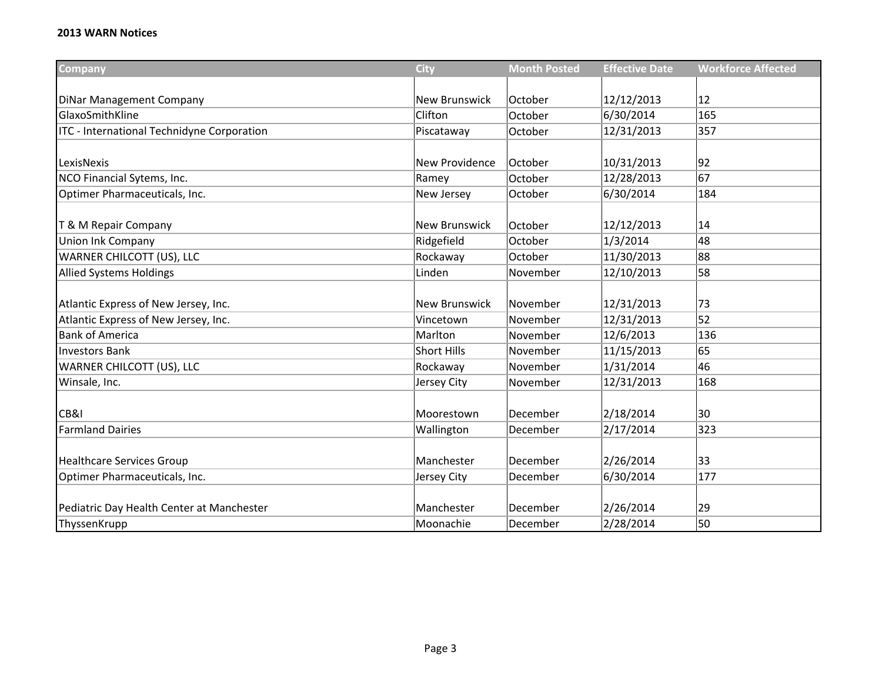**2013 WARN Notices**

| Company | City | Month Posted | Effective Date | Workforce Affected |
|---|---|---|---|---|
| DiNar Management Company | New Brunswick | October | 12/12/2013 | 12 |
| GlaxoSmithKline | Clifton | October | 6/30/2014 | 165 |
| ITC - International Technidyne Corporation | Piscataway | October | 12/31/2013 | 357 |
| LexisNexis | New Providence | October | 10/31/2013 | 92 |
| NCO Financial Sytems, Inc. | Ramey | October | 12/28/2013 | 67 |
| Optimer Pharmaceuticals, Inc. | New Jersey | October | 6/30/2014 | 184 |
| T & M Repair Company | New Brunswick | October | 12/12/2013 | 14 |
| Union Ink Company | Ridgefield | October | 1/3/2014 | 48 |
| WARNER CHILCOTT (US), LLC | Rockaway | October | 11/30/2013 | 88 |
| Allied Systems Holdings | Linden | November | 12/10/2013 | 58 |
| Atlantic Express of New Jersey, Inc. | New Brunswick | November | 12/31/2013 | 73 |
| Atlantic Express of New Jersey, Inc. | Vincetown | November | 12/31/2013 | 52 |
| Bank of America | Marlton | November | 12/6/2013 | 136 |
| Investors Bank | Short Hills | November | 11/15/2013 | 65 |
| WARNER CHILCOTT (US), LLC | Rockaway | November | 1/31/2014 | 46 |
| Winsale, Inc. | Jersey City | November | 12/31/2013 | 168 |
| CB&I | Moorestown | December | 2/18/2014 | 30 |
| Farmland Dairies | Wallington | December | 2/17/2014 | 323 |
| Healthcare Services Group | Manchester | December | 2/26/2014 | 33 |
| Optimer Pharmaceuticals, Inc. | Jersey City | December | 6/30/2014 | 177 |
| Pediatric Day Health Center at Manchester | Manchester | December | 2/26/2014 | 29 |
| ThyssenKrupp | Moonachie | December | 2/28/2014 | 50 |